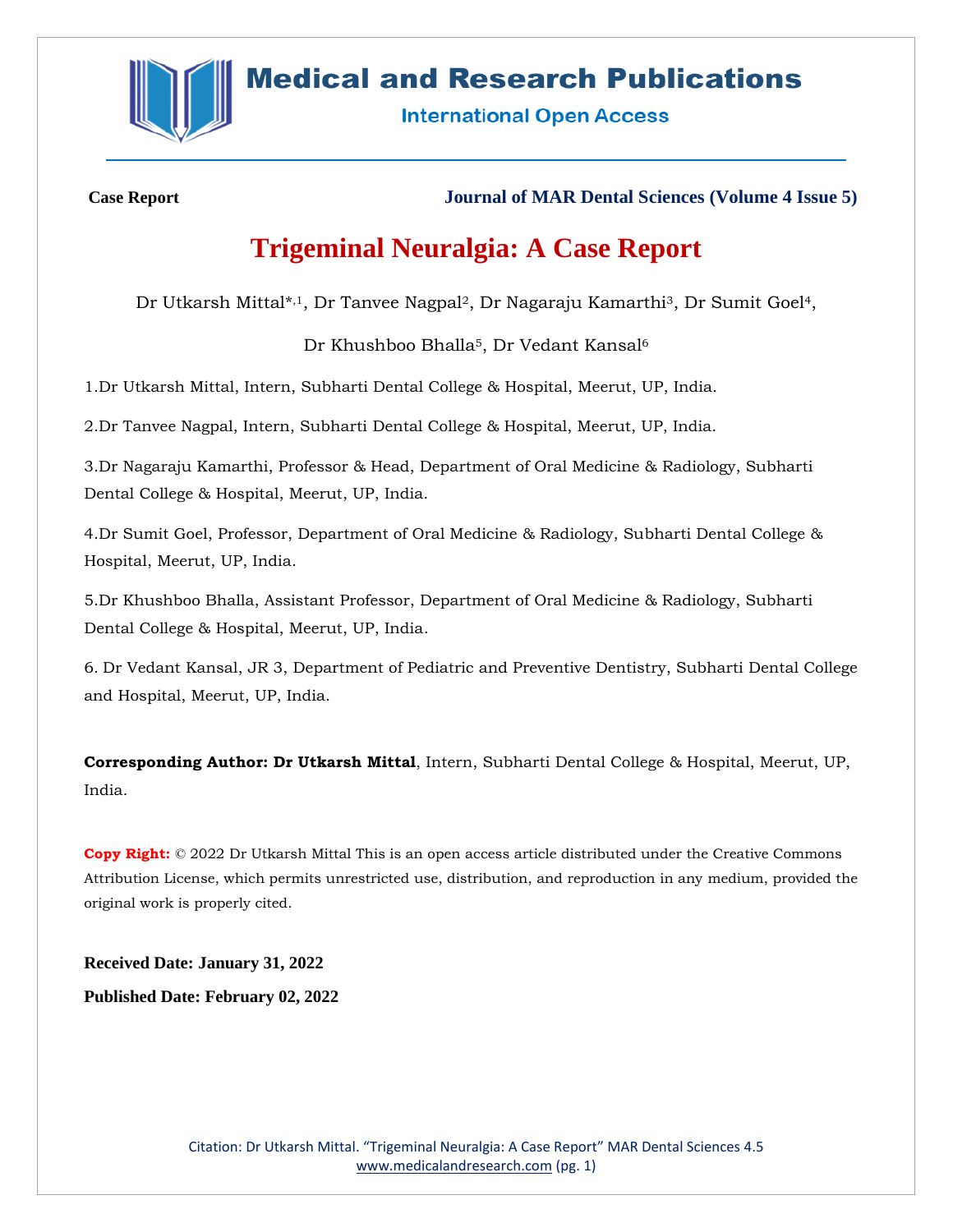**Case Report**

**Journal of MAR Dental Sciences (Volume 4 Issue 5)**

# Trigeminal Neuralgia: A Case Report

Dr Utkarsh Mittal*,[1], Dr Tanvee Nagpal[2], Dr Nagaraju Kamarthi[3], Dr Sumit Goel[4], Dr Khushboo Bhalla[5], Dr Vedant Kansal[6]

1.Dr Utkarsh Mittal, Intern, Subharti Dental College & Hospital, Meerut, UP, India.

2.Dr Tanvee Nagpal, Intern, Subharti Dental College & Hospital, Meerut, UP, India.

3.Dr Nagaraju Kamarthi, Professor & Head, Department of Oral Medicine & Radiology, Subharti Dental College & Hospital, Meerut, UP, India.

4.Dr Sumit Goel, Professor, Department of Oral Medicine & Radiology, Subharti Dental College & Hospital, Meerut, UP, India.

5.Dr Khushboo Bhalla, Assistant Professor, Department of Oral Medicine & Radiology, Subharti Dental College & Hospital, Meerut, UP, India.

6. Dr Vedant Kansal, JR 3, Department of Pediatric and Preventive Dentistry, Subharti Dental College and Hospital, Meerut, UP, India.

**Corresponding Author: Dr Utkarsh Mittal**, Intern, Subharti Dental College & Hospital, Meerut, UP, India.

**Copy Right:** © 2022 Dr Utkarsh Mittal This is an open access article distributed under the Creative Commons Attribution License, which permits unrestricted use, distribution, and reproduction in any medium, provided the original work is properly cited.

**Received Date: January 31, 2022**

**Published Date: February 02, 2022**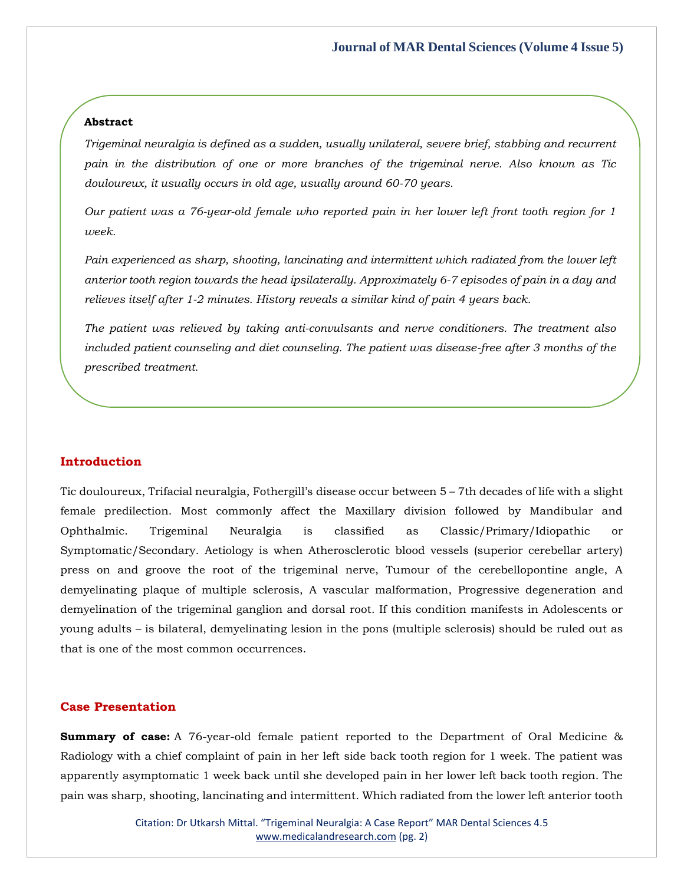**Abstract**

*Trigeminal neuralgia is defined as a sudden, usually unilateral, severe brief, stabbing and recurrent pain in the distribution of one or more branches of the trigeminal nerve. Also known as Tic douloureux, it usually occurs in old age, usually around 60-70 years.*

*Our patient was a 76-year-old female who reported pain in her lower left front tooth region for 1 week.*

*Pain experienced as sharp, shooting, lancinating and intermittent which radiated from the lower left anterior tooth region towards the head ipsilaterally. Approximately 6-7 episodes of pain in a day and relieves itself after 1-2 minutes. History reveals a similar kind of pain 4 years back.*

*The patient was relieved by taking anti-convulsants and nerve conditioners. The treatment also included patient counseling and diet counseling. The patient was disease-free after 3 months of the prescribed treatment.*

## Introduction

Tic douloureux, Trifacial neuralgia, Fothergill's disease occur between 5 – 7th decades of life with a slight female predilection. Most commonly affect the Maxillary division followed by Mandibular and Ophthalmic. Trigeminal Neuralgia is classified as Classic/Primary/Idiopathic or Symptomatic/Secondary. Aetiology is when Atherosclerotic blood vessels (superior cerebellar artery) press on and groove the root of the trigeminal nerve, Tumour of the cerebellopontine angle, A demyelinating plaque of multiple sclerosis, A vascular malformation, Progressive degeneration and demyelination of the trigeminal ganglion and dorsal root. If this condition manifests in Adolescents or young adults – is bilateral, demyelinating lesion in the pons (multiple sclerosis) should be ruled out as that is one of the most common occurrences.

## Case Presentation

**Summary of case:** A 76-year-old female patient reported to the Department of Oral Medicine & Radiology with a chief complaint of pain in her left side back tooth region for 1 week. The patient was apparently asymptomatic 1 week back until she developed pain in her lower left back tooth region. The pain was sharp, shooting, lancinating and intermittent. Which radiated from the lower left anterior tooth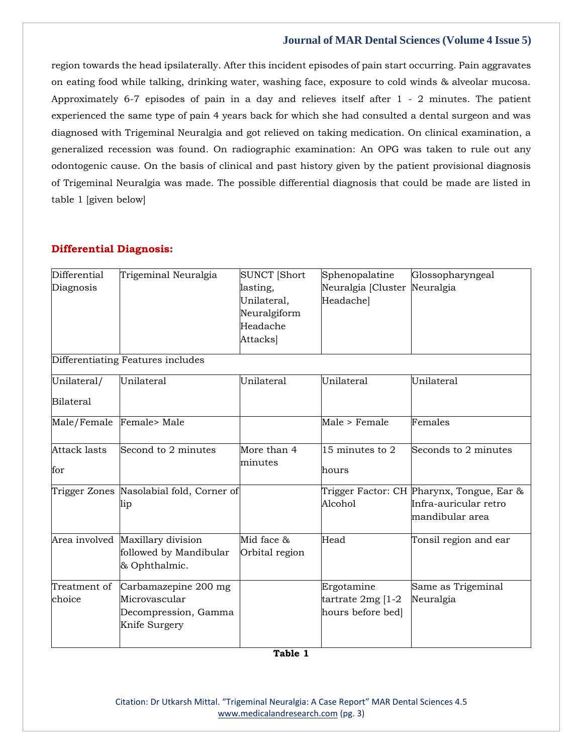region towards the head ipsilaterally. After this incident episodes of pain start occurring. Pain aggravates on eating food while talking, drinking water, washing face, exposure to cold winds & alveolar mucosa. Approximately 6-7 episodes of pain in a day and relieves itself after 1 - 2 minutes. The patient experienced the same type of pain 4 years back for which she had consulted a dental surgeon and was diagnosed with Trigeminal Neuralgia and got relieved on taking medication. On clinical examination, a generalized recession was found. On radiographic examination: An OPG was taken to rule out any odontogenic cause. On the basis of clinical and past history given by the patient provisional diagnosis of Trigeminal Neuralgia was made. The possible differential diagnosis that could be made are listed in table 1 [given below]

## Differential Diagnosis:

| Differential Diagnosis | Trigeminal Neuralgia | SUNCT [Short lasting, Unilateral, Neuralgiform Headache Attacks] | Sphenopalatine Neuralgia [Cluster Headache] | Glossopharyngeal Neuralgia |
|---|---|---|---|---|
| Differentiating Features includes | | | | |
| Unilateral/ Bilateral | Unilateral | Unilateral | Unilateral | Unilateral |
| Male/Female | Female> Male | | Male > Female | Females |
| Attack lasts for | Second to 2 minutes | More than 4 minutes | 15 minutes to 2 hours | Seconds to 2 minutes |
| Trigger Zones | Nasolabial fold, Corner of lip | | Trigger Factor: CH Alcohol | Pharynx, Tongue, Ear & Infra-auricular retro mandibular area |
| Area involved | Maxillary division followed by Mandibular & Ophthalmic. | Mid face & Orbital region | Head | Tonsil region and ear |
| Treatment of choice | Carbamazepine 200 mg Microvascular Decompression, Gamma Knife Surgery | | Ergotamine tartrate 2mg [1-2 hours before bed] | Same as Trigeminal Neuralgia |

**Table 1**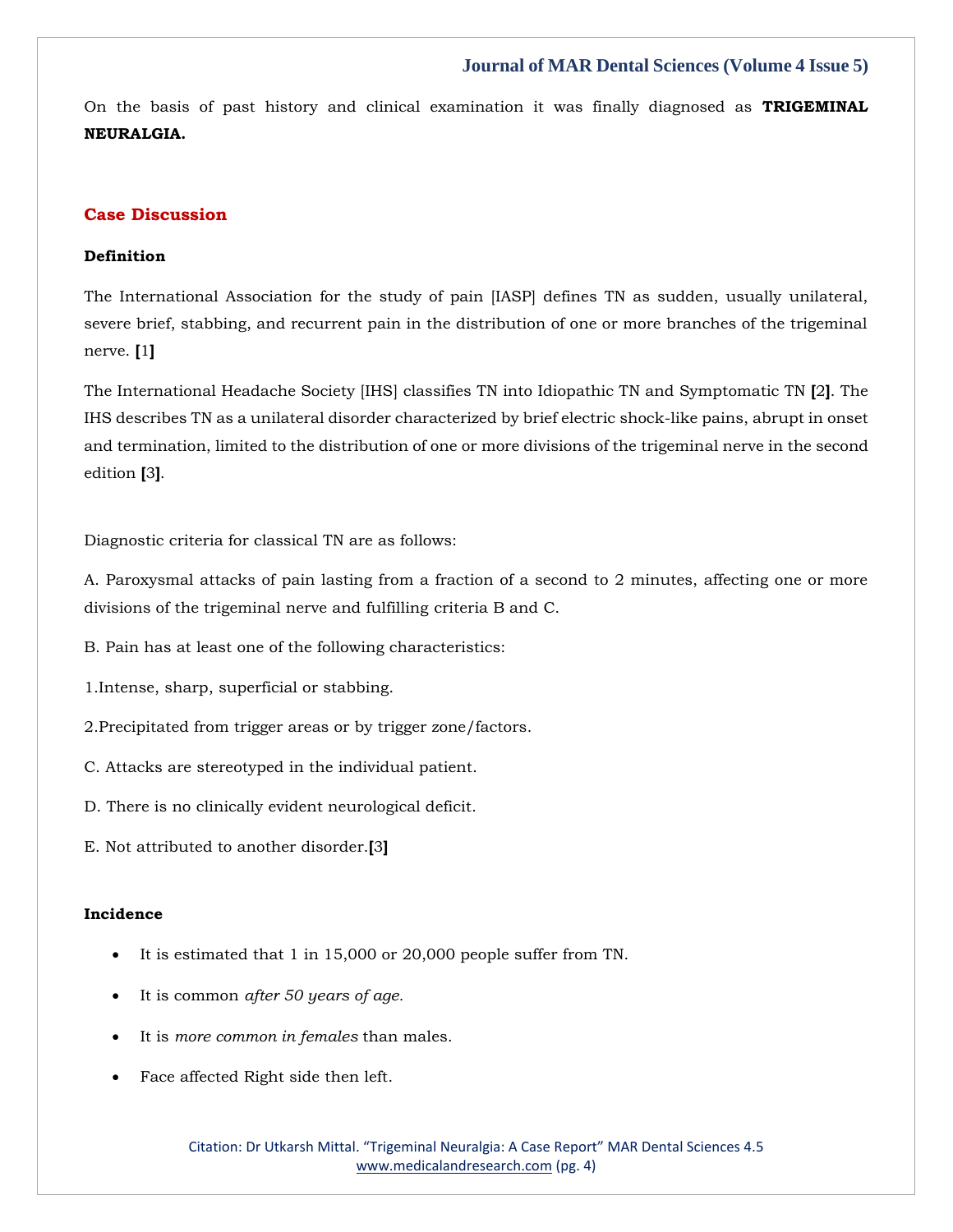On the basis of past history and clinical examination it was finally diagnosed as **TRIGEMINAL NEURALGIA.**

## Case Discussion

### Definition

The International Association for the study of pain [IASP] defines TN as sudden, usually unilateral, severe brief, stabbing, and recurrent pain in the distribution of one or more branches of the trigeminal nerve. **[**1**]**

The International Headache Society [IHS] classifies TN into Idiopathic TN and Symptomatic TN **[**2**]**. The IHS describes TN as a unilateral disorder characterized by brief electric shock-like pains, abrupt in onset and termination, limited to the distribution of one or more divisions of the trigeminal nerve in the second edition **[**3**]**.

Diagnostic criteria for classical TN are as follows:

A. Paroxysmal attacks of pain lasting from a fraction of a second to 2 minutes, affecting one or more divisions of the trigeminal nerve and fulfilling criteria B and C.

B. Pain has at least one of the following characteristics:

1.Intense, sharp, superficial or stabbing.

2.Precipitated from trigger areas or by trigger zone/factors.

C. Attacks are stereotyped in the individual patient.

D. There is no clinically evident neurological deficit.

E. Not attributed to another disorder.**[**3**]**

### Incidence

- It is estimated that 1 in 15,000 or 20,000 people suffer from TN.
- It is common *after 50 years of age.*
- It is *more common in females* than males.
- Face affected Right side then left.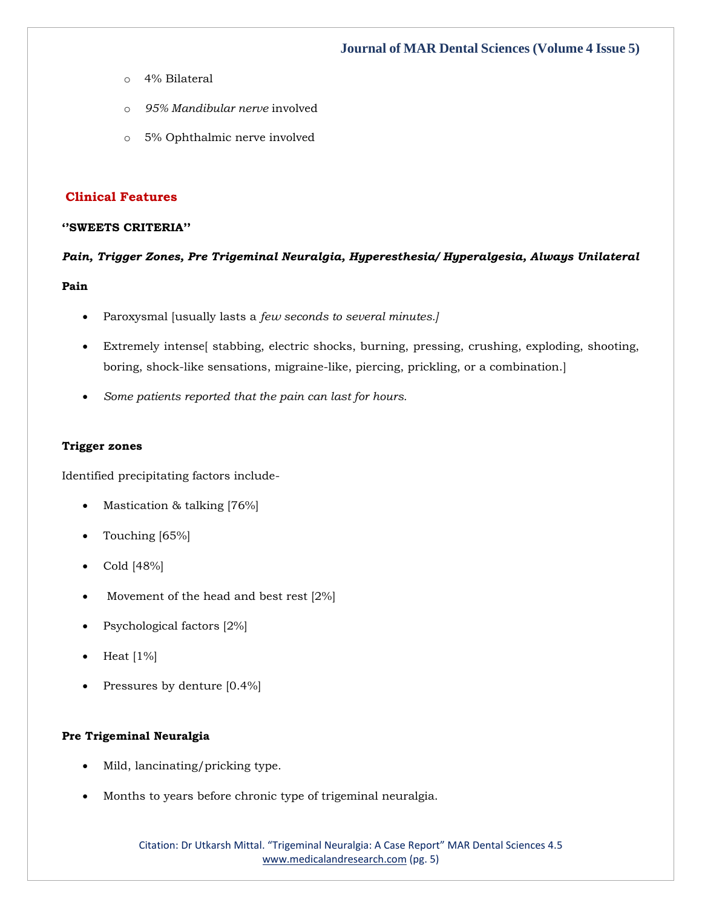- 4% Bilateral
- *95% Mandibular nerve* involved
- 5% Ophthalmic nerve involved

## Clinical Features

**''SWEETS CRITERIA''**

***Pain, Trigger Zones, Pre Trigeminal Neuralgia, Hyperesthesia/ Hyperalgesia, Always Unilateral***

**Pain**

- Paroxysmal [usually lasts a *few seconds to several minutes.]*
- Extremely intense[ stabbing, electric shocks, burning, pressing, crushing, exploding, shooting, boring, shock-like sensations, migraine-like, piercing, prickling, or a combination.]
- *Some patients reported that the pain can last for hours.*

**Trigger zones**

Identified precipitating factors include-

- Mastication & talking [76%]
- Touching [65%]
- Cold [48%]
- Movement of the head and best rest [2%]
- Psychological factors [2%]
- Heat [1%]
- Pressures by denture [0.4%]

**Pre Trigeminal Neuralgia**

- Mild, lancinating/pricking type.
- Months to years before chronic type of trigeminal neuralgia.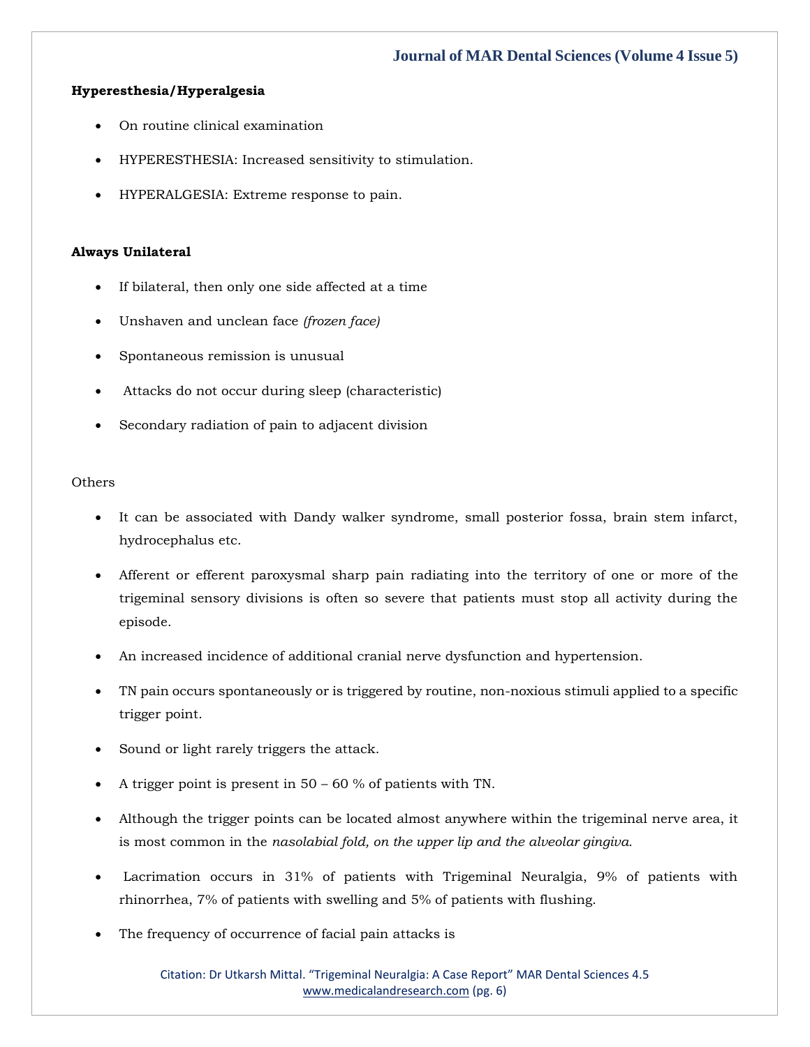**Hyperesthesia/Hyperalgesia**

- On routine clinical examination
- HYPERESTHESIA: Increased sensitivity to stimulation.
- HYPERALGESIA: Extreme response to pain.

**Always Unilateral**

- If bilateral, then only one side affected at a time
- Unshaven and unclean face *(frozen face)*
- Spontaneous remission is unusual
- Attacks do not occur during sleep (characteristic)
- Secondary radiation of pain to adjacent division

Others

- It can be associated with Dandy walker syndrome, small posterior fossa, brain stem infarct, hydrocephalus etc.
- Afferent or efferent paroxysmal sharp pain radiating into the territory of one or more of the trigeminal sensory divisions is often so severe that patients must stop all activity during the episode.
- An increased incidence of additional cranial nerve dysfunction and hypertension.
- TN pain occurs spontaneously or is triggered by routine, non-noxious stimuli applied to a specific trigger point.
- Sound or light rarely triggers the attack.
- A trigger point is present in 50 – 60 % of patients with TN.
- Although the trigger points can be located almost anywhere within the trigeminal nerve area, it is most common in the *nasolabial fold, on the upper lip and the alveolar gingiva.*
- Lacrimation occurs in 31% of patients with Trigeminal Neuralgia, 9% of patients with rhinorrhea, 7% of patients with swelling and 5% of patients with flushing.
- The frequency of occurrence of facial pain attacks is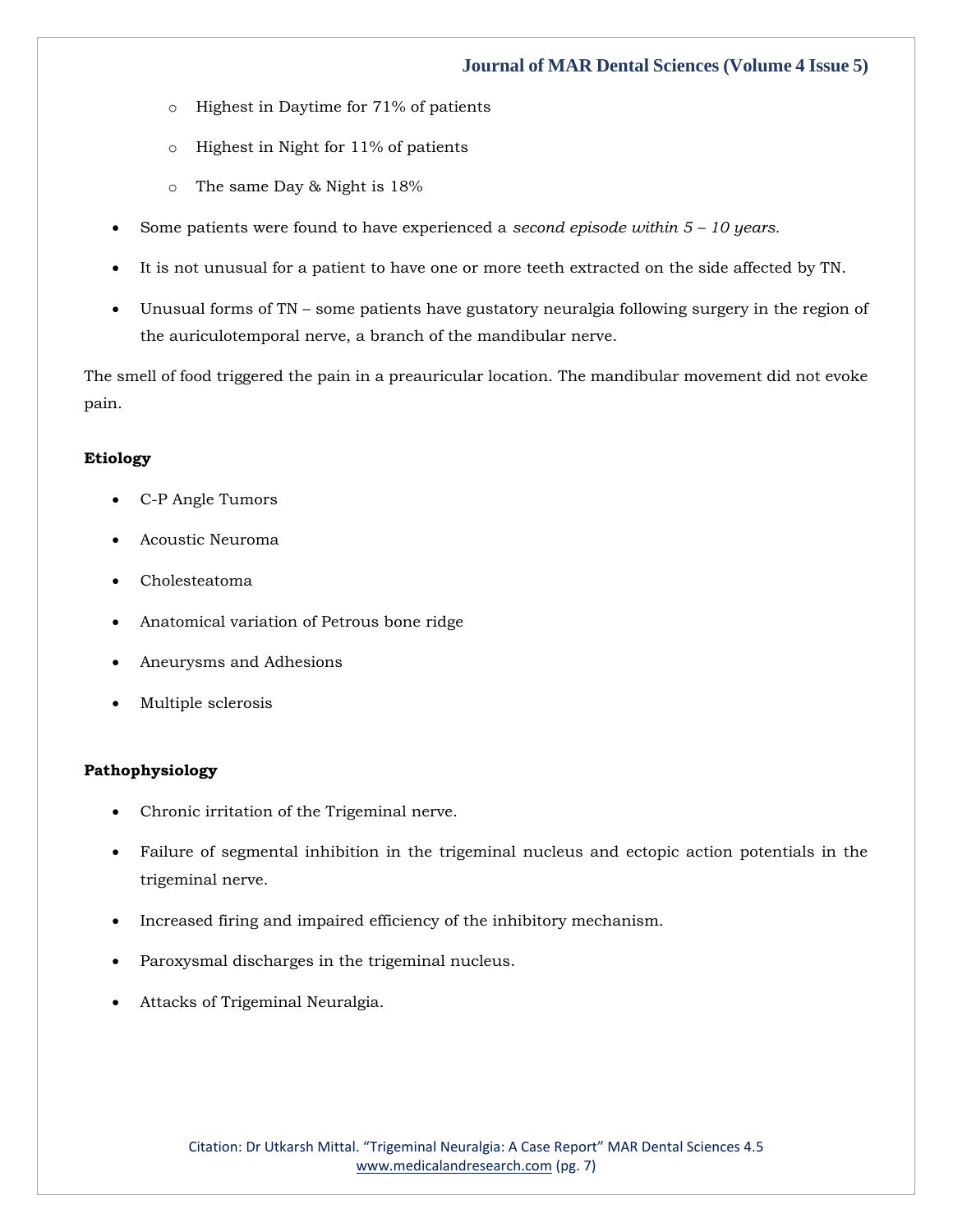- Highest in Daytime for 71% of patients
  - Highest in Night for 11% of patients
  - The same Day & Night is 18%

- Some patients were found to have experienced a *second episode within 5 – 10 years.*
- It is not unusual for a patient to have one or more teeth extracted on the side affected by TN.
- Unusual forms of TN – some patients have gustatory neuralgia following surgery in the region of the auriculotemporal nerve, a branch of the mandibular nerve.

The smell of food triggered the pain in a preauricular location. The mandibular movement did not evoke pain.

**Etiology**

- C-P Angle Tumors
- Acoustic Neuroma
- Cholesteatoma
- Anatomical variation of Petrous bone ridge
- Aneurysms and Adhesions
- Multiple sclerosis

**Pathophysiology**

- Chronic irritation of the Trigeminal nerve.
- Failure of segmental inhibition in the trigeminal nucleus and ectopic action potentials in the trigeminal nerve.
- Increased firing and impaired efficiency of the inhibitory mechanism.
- Paroxysmal discharges in the trigeminal nucleus.
- Attacks of Trigeminal Neuralgia.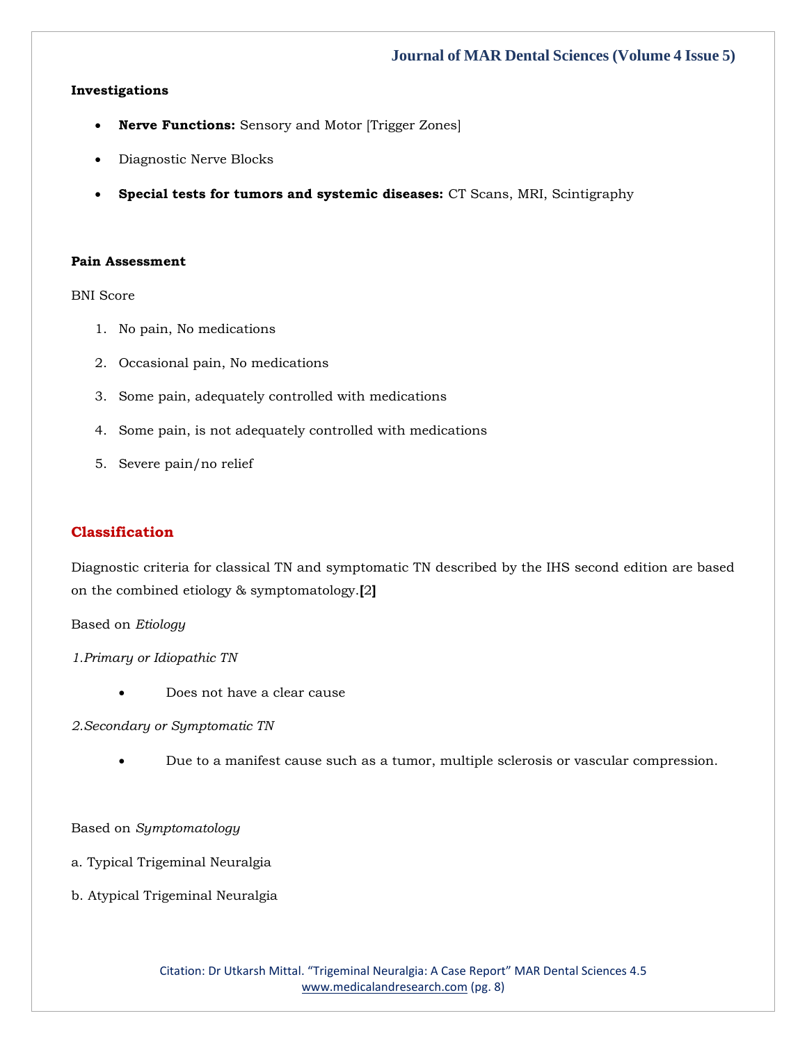**Investigations**

- **Nerve Functions:** Sensory and Motor [Trigger Zones]
- Diagnostic Nerve Blocks
- **Special tests for tumors and systemic diseases:** CT Scans, MRI, Scintigraphy

**Pain Assessment**

BNI Score

1. No pain, No medications
2. Occasional pain, No medications
3. Some pain, adequately controlled with medications
4. Some pain, is not adequately controlled with medications
5. Severe pain/no relief

## Classification

Diagnostic criteria for classical TN and symptomatic TN described by the IHS second edition are based on the combined etiology & symptomatology.**[**2**]**

Based on *Etiology*

*1.Primary or Idiopathic TN*

- Does not have a clear cause

*2.Secondary or Symptomatic TN*

- Due to a manifest cause such as a tumor, multiple sclerosis or vascular compression.

Based on *Symptomatology*

a. Typical Trigeminal Neuralgia

b. Atypical Trigeminal Neuralgia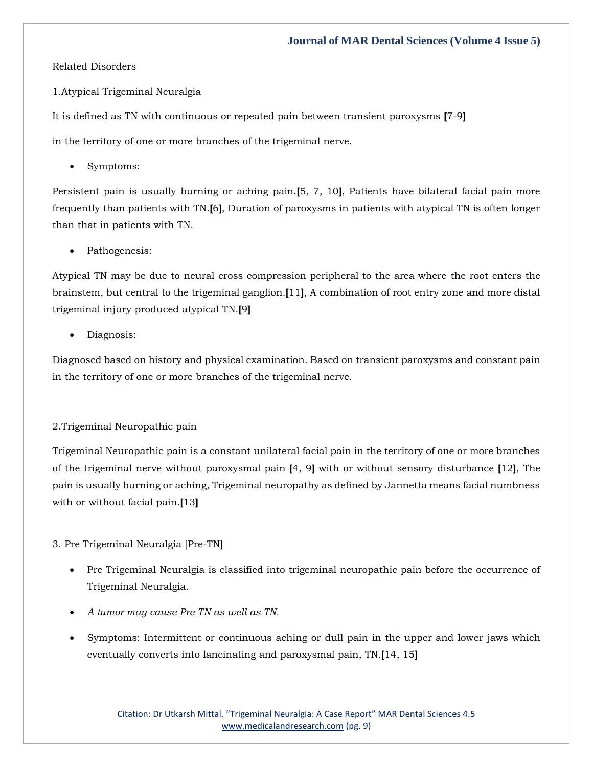Related Disorders

1.Atypical Trigeminal Neuralgia

It is defined as TN with continuous or repeated pain between transient paroxysms [7-9]

in the territory of one or more branches of the trigeminal nerve.

- Symptoms:

Persistent pain is usually burning or aching pain.[5, 7, 10], Patients have bilateral facial pain more frequently than patients with TN.[6], Duration of paroxysms in patients with atypical TN is often longer than that in patients with TN.

- Pathogenesis:

Atypical TN may be due to neural cross compression peripheral to the area where the root enters the brainstem, but central to the trigeminal ganglion.[11], A combination of root entry zone and more distal trigeminal injury produced atypical TN.[9]

- Diagnosis:

Diagnosed based on history and physical examination. Based on transient paroxysms and constant pain in the territory of one or more branches of the trigeminal nerve.

2.Trigeminal Neuropathic pain

Trigeminal Neuropathic pain is a constant unilateral facial pain in the territory of one or more branches of the trigeminal nerve without paroxysmal pain [4, 9] with or without sensory disturbance [12], The pain is usually burning or aching, Trigeminal neuropathy as defined by Jannetta means facial numbness with or without facial pain.[13]

3. Pre Trigeminal Neuralgia [Pre-TN]

- Pre Trigeminal Neuralgia is classified into trigeminal neuropathic pain before the occurrence of Trigeminal Neuralgia.
- *A tumor may cause Pre TN as well as TN.*
- Symptoms: Intermittent or continuous aching or dull pain in the upper and lower jaws which eventually converts into lancinating and paroxysmal pain, TN.[14, 15]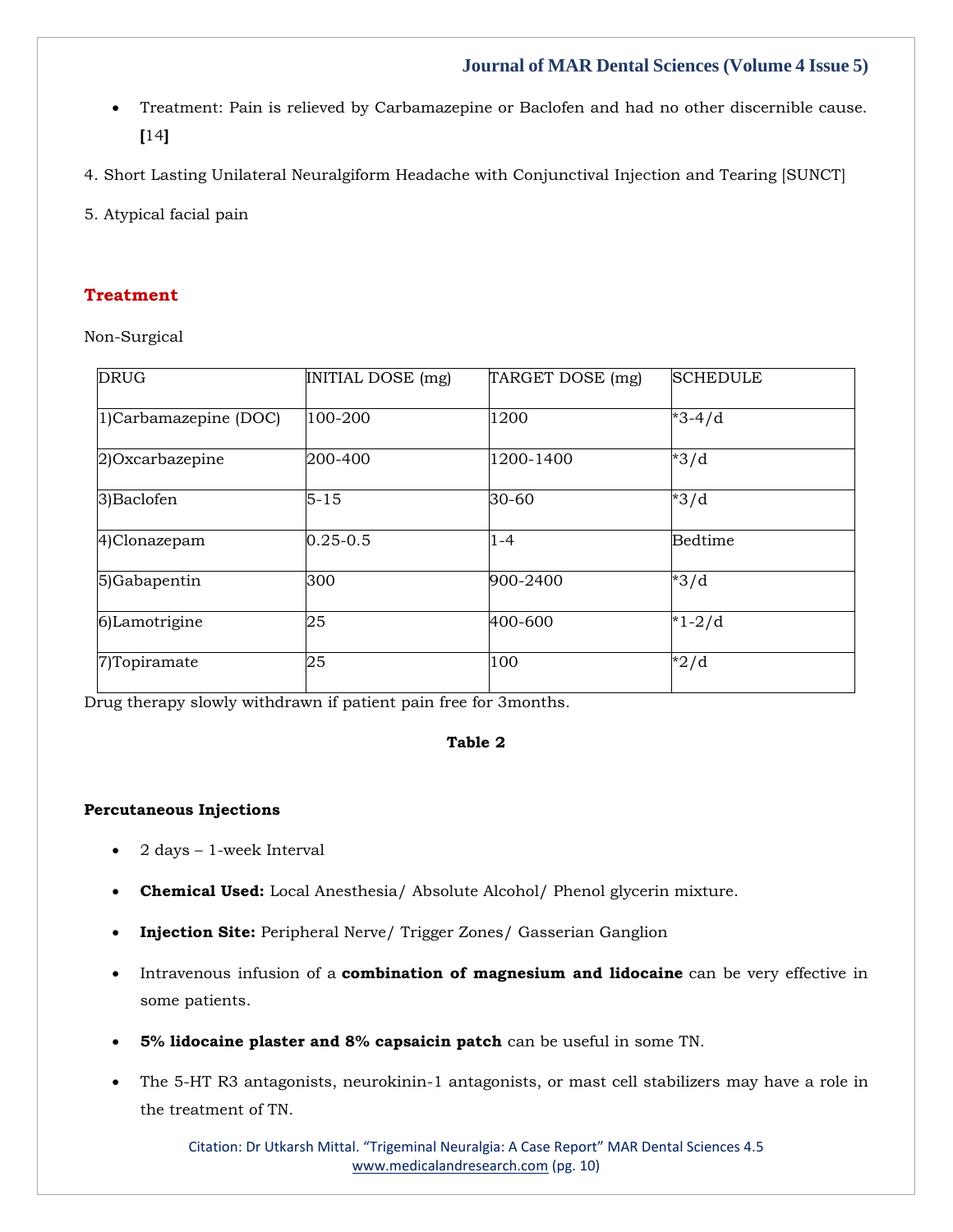- Treatment: Pain is relieved by Carbamazepine or Baclofen and had no other discernible cause. **[**14**]**

4. Short Lasting Unilateral Neuralgiform Headache with Conjunctival Injection and Tearing [SUNCT]

5. Atypical facial pain

## Treatment

Non-Surgical

| DRUG | INITIAL DOSE (mg) | TARGET DOSE (mg) | SCHEDULE |
|---|---|---|---|
| 1)Carbamazepine (DOC) | 100-200 | 1200 | *3-4/d |
| 2)Oxcarbazepine | 200-400 | 1200-1400 | *3/d |
| 3)Baclofen | 5-15 | 30-60 | *3/d |
| 4)Clonazepam | 0.25-0.5 | 1-4 | Bedtime |
| 5)Gabapentin | 300 | 900-2400 | *3/d |
| 6)Lamotrigine | 25 | 400-600 | *1-2/d |
| 7)Topiramate | 25 | 100 | *2/d |

Drug therapy slowly withdrawn if patient pain free for 3months.

**Table 2**

**Percutaneous Injections**

- 2 days – 1-week Interval
- **Chemical Used:** Local Anesthesia/ Absolute Alcohol/ Phenol glycerin mixture.
- **Injection Site:** Peripheral Nerve/ Trigger Zones/ Gasserian Ganglion
- Intravenous infusion of a **combination of magnesium and lidocaine** can be very effective in some patients.
- **5% lidocaine plaster and 8% capsaicin patch** can be useful in some TN.
- The 5-HT R3 antagonists, neurokinin-1 antagonists, or mast cell stabilizers may have a role in the treatment of TN.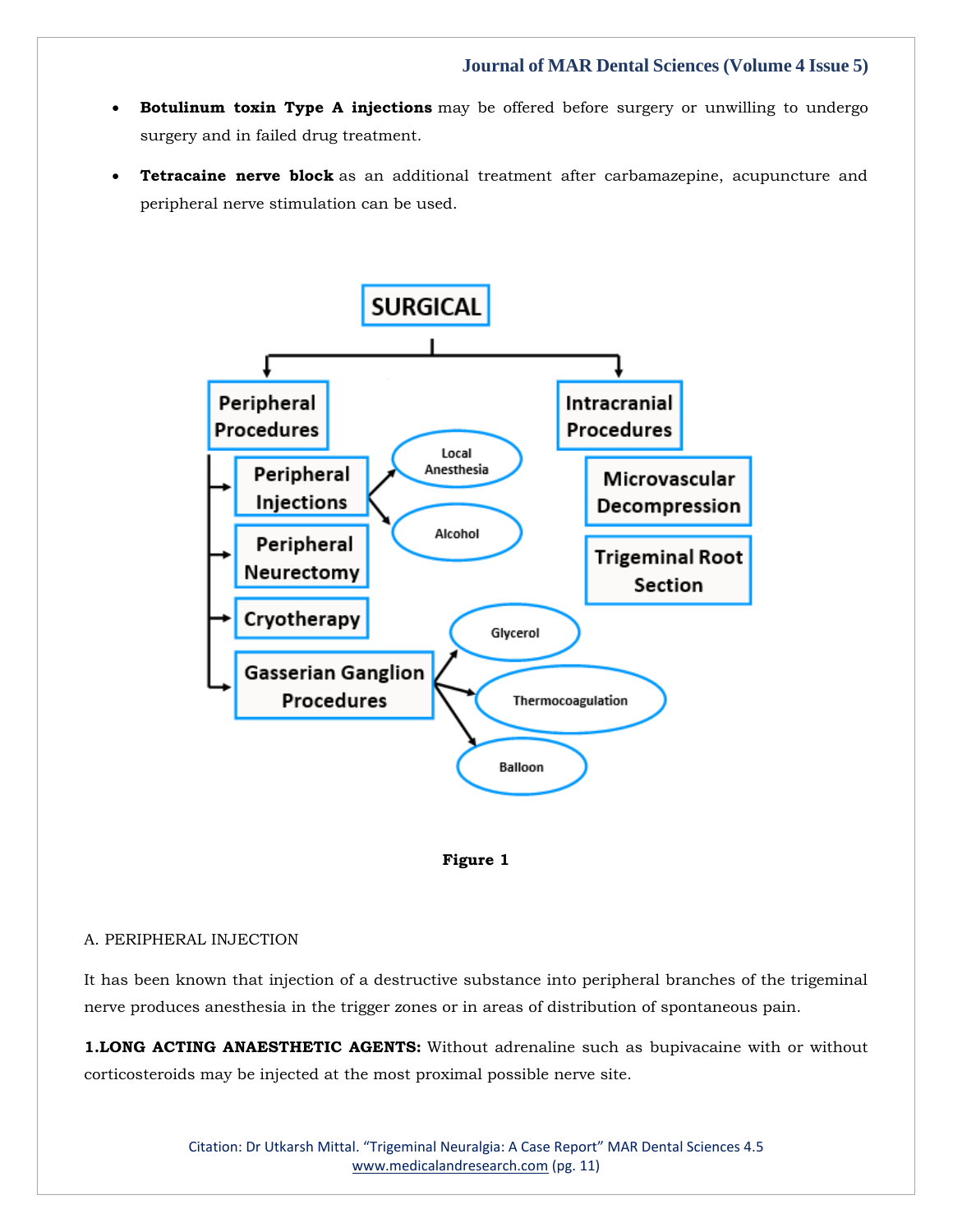- **Botulinum toxin Type A injections** may be offered before surgery or unwilling to undergo surgery and in failed drug treatment.
- **Tetracaine nerve block** as an additional treatment after carbamazepine, acupuncture and peripheral nerve stimulation can be used.

**Figure 1**

A. PERIPHERAL INJECTION

It has been known that injection of a destructive substance into peripheral branches of the trigeminal nerve produces anesthesia in the trigger zones or in areas of distribution of spontaneous pain.

**1.LONG ACTING ANAESTHETIC AGENTS:** Without adrenaline such as bupivacaine with or without corticosteroids may be injected at the most proximal possible nerve site.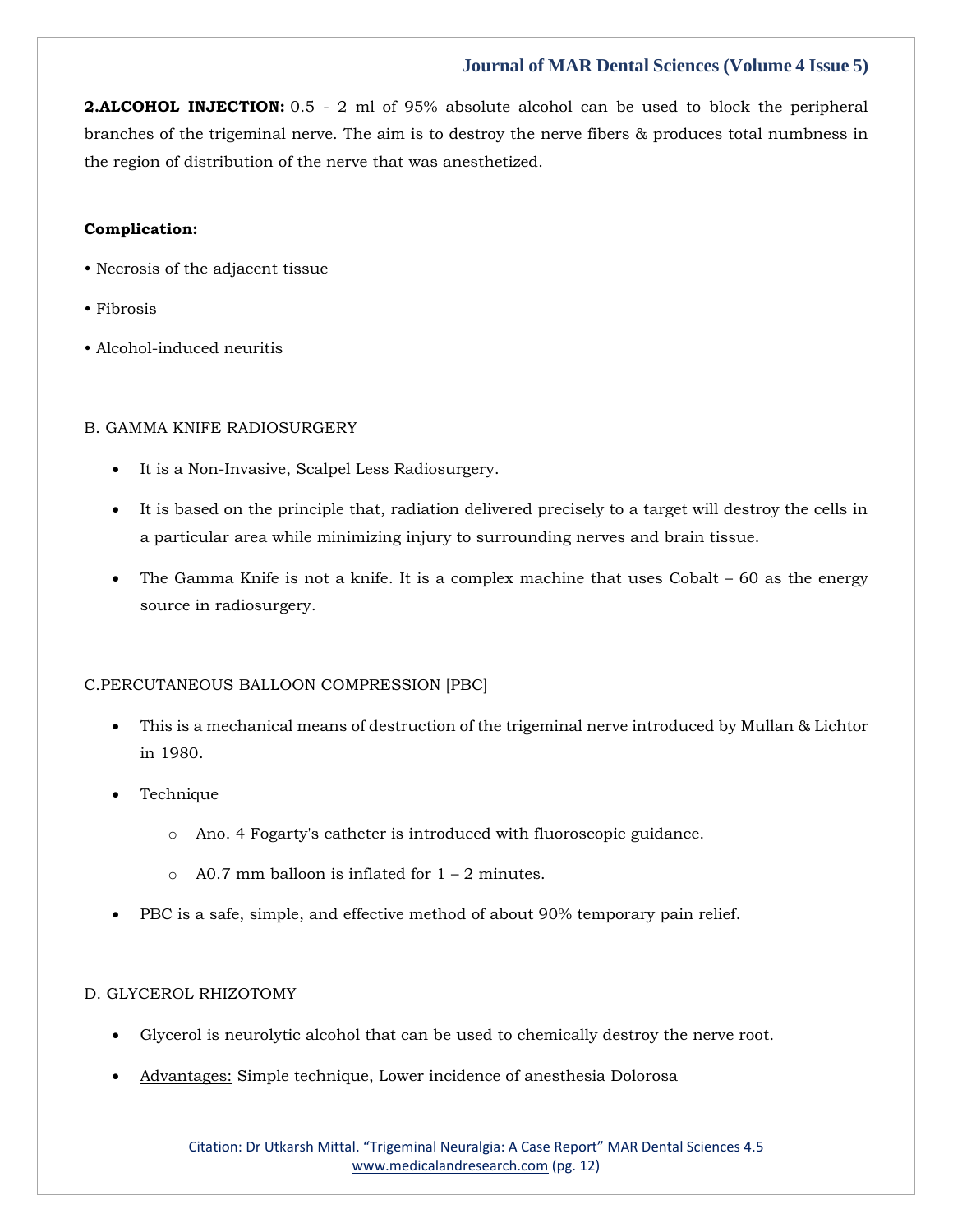**2.ALCOHOL INJECTION:** 0.5 - 2 ml of 95% absolute alcohol can be used to block the peripheral branches of the trigeminal nerve. The aim is to destroy the nerve fibers & produces total numbness in the region of distribution of the nerve that was anesthetized.

**Complication:**

• Necrosis of the adjacent tissue

• Fibrosis

• Alcohol-induced neuritis

B. GAMMA KNIFE RADIOSURGERY

- It is a Non-Invasive, Scalpel Less Radiosurgery.
- It is based on the principle that, radiation delivered precisely to a target will destroy the cells in a particular area while minimizing injury to surrounding nerves and brain tissue.
- The Gamma Knife is not a knife. It is a complex machine that uses Cobalt – 60 as the energy source in radiosurgery.

C.PERCUTANEOUS BALLOON COMPRESSION [PBC]

- This is a mechanical means of destruction of the trigeminal nerve introduced by Mullan & Lichtor in 1980.
- Technique
    - Ano. 4 Fogarty's catheter is introduced with fluoroscopic guidance.
    - A0.7 mm balloon is inflated for 1 – 2 minutes.
- PBC is a safe, simple, and effective method of about 90% temporary pain relief.

D. GLYCEROL RHIZOTOMY

- Glycerol is neurolytic alcohol that can be used to chemically destroy the nerve root.
- <u>Advantages:</u> Simple technique, Lower incidence of anesthesia Dolorosa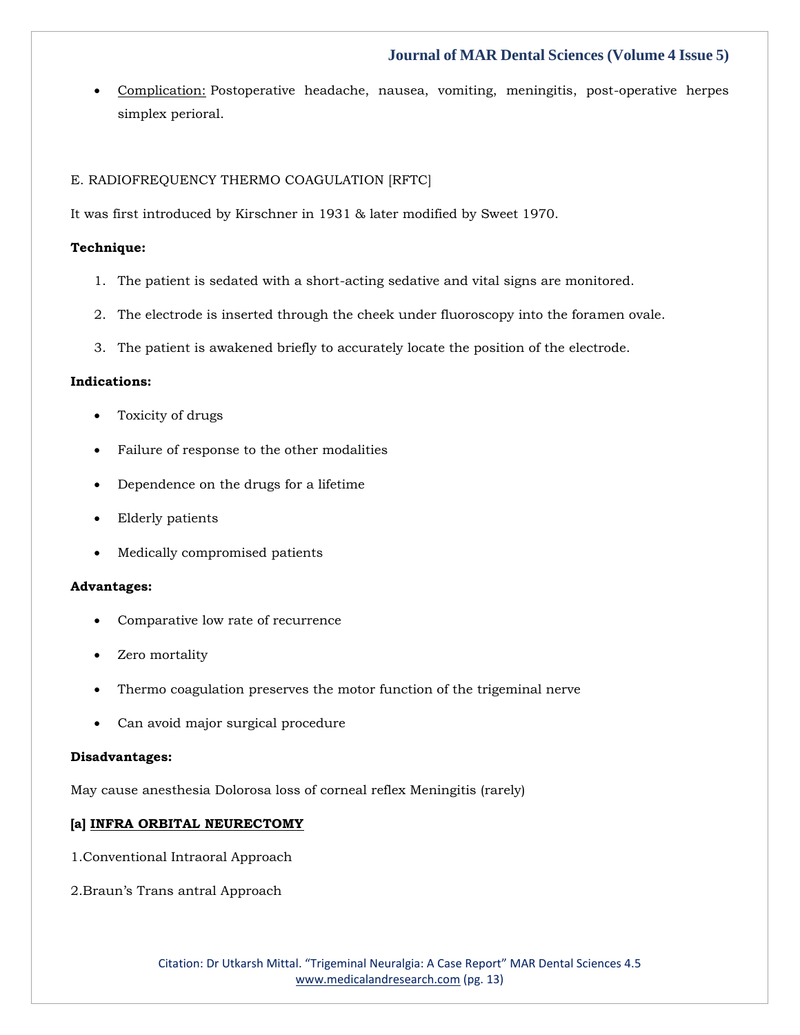- Complication: Postoperative headache, nausea, vomiting, meningitis, post-operative herpes simplex perioral.

E. RADIOFREQUENCY THERMO COAGULATION [RFTC]

It was first introduced by Kirschner in 1931 & later modified by Sweet 1970.

**Technique:**

1. The patient is sedated with a short-acting sedative and vital signs are monitored.
2. The electrode is inserted through the cheek under fluoroscopy into the foramen ovale.
3. The patient is awakened briefly to accurately locate the position of the electrode.

**Indications:**

- Toxicity of drugs
- Failure of response to the other modalities
- Dependence on the drugs for a lifetime
- Elderly patients
- Medically compromised patients

**Advantages:**

- Comparative low rate of recurrence
- Zero mortality
- Thermo coagulation preserves the motor function of the trigeminal nerve
- Can avoid major surgical procedure

**Disadvantages:**

May cause anesthesia Dolorosa loss of corneal reflex Meningitis (rarely)

**[a] INFRA ORBITAL NEURECTOMY**

1.Conventional Intraoral Approach

2.Braun's Trans antral Approach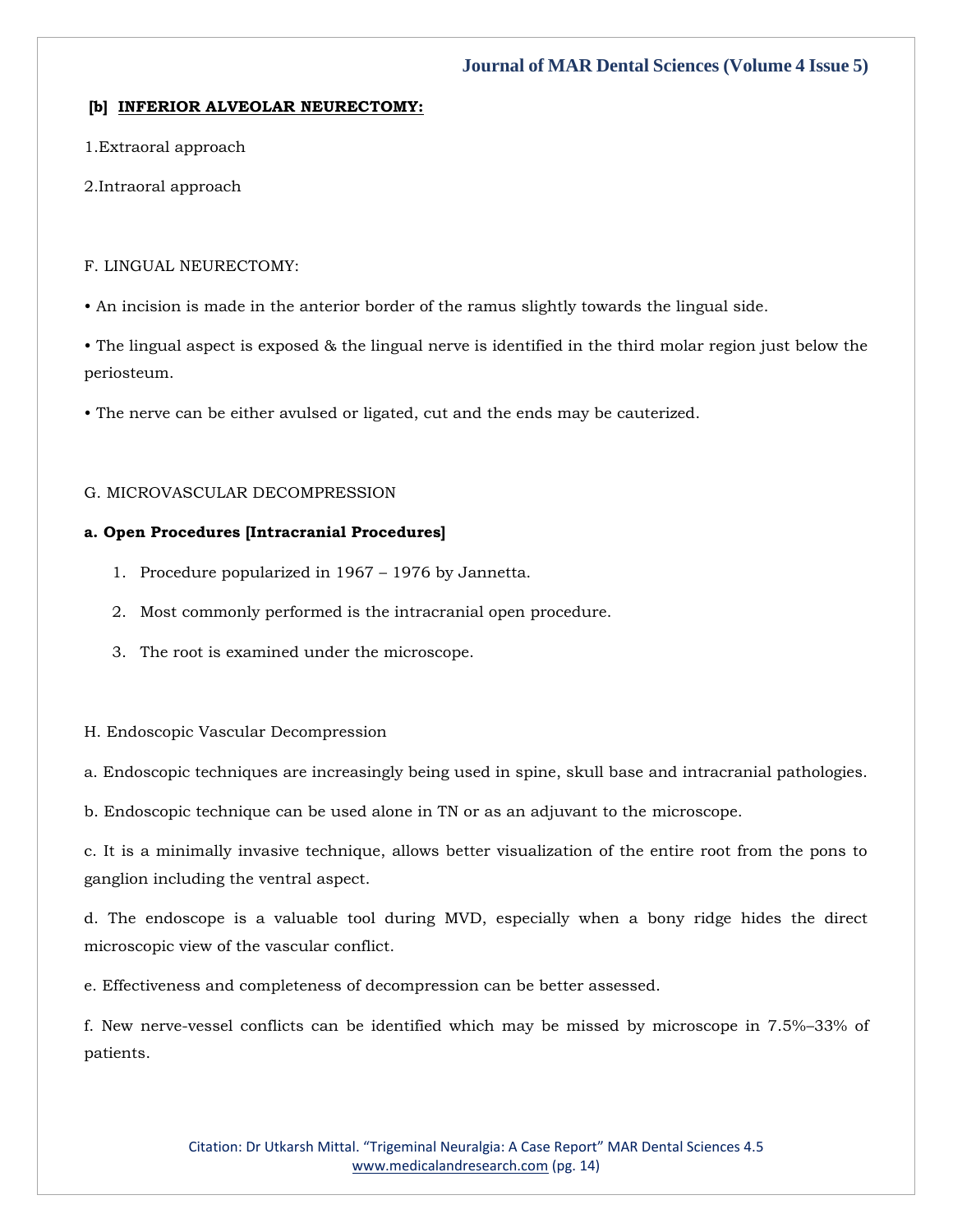**[b] INFERIOR ALVEOLAR NEURECTOMY:**

1.Extraoral approach

2.Intraoral approach

F. LINGUAL NEURECTOMY:

• An incision is made in the anterior border of the ramus slightly towards the lingual side.

• The lingual aspect is exposed & the lingual nerve is identified in the third molar region just below the periosteum.

• The nerve can be either avulsed or ligated, cut and the ends may be cauterized.

G. MICROVASCULAR DECOMPRESSION

**a. Open Procedures [Intracranial Procedures]**

1. Procedure popularized in 1967 – 1976 by Jannetta.
2. Most commonly performed is the intracranial open procedure.
3. The root is examined under the microscope.

H. Endoscopic Vascular Decompression

a. Endoscopic techniques are increasingly being used in spine, skull base and intracranial pathologies.

b. Endoscopic technique can be used alone in TN or as an adjuvant to the microscope.

c. It is a minimally invasive technique, allows better visualization of the entire root from the pons to ganglion including the ventral aspect.

d. The endoscope is a valuable tool during MVD, especially when a bony ridge hides the direct microscopic view of the vascular conflict.

e. Effectiveness and completeness of decompression can be better assessed.

f. New nerve-vessel conflicts can be identified which may be missed by microscope in 7.5%–33% of patients.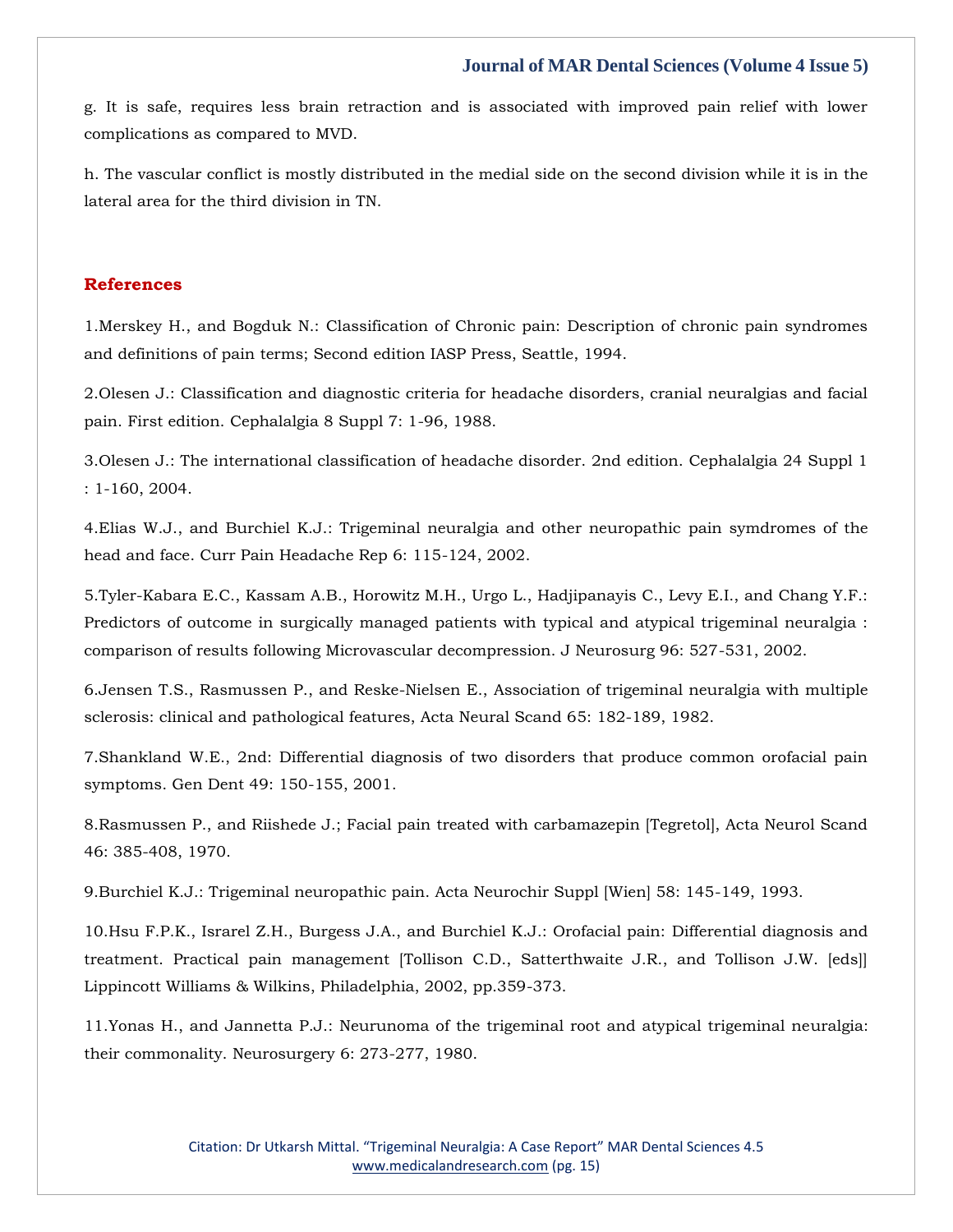g. It is safe, requires less brain retraction and is associated with improved pain relief with lower complications as compared to MVD.

h. The vascular conflict is mostly distributed in the medial side on the second division while it is in the lateral area for the third division in TN.

## References

1.Merskey H., and Bogduk N.: Classification of Chronic pain: Description of chronic pain syndromes and definitions of pain terms; Second edition IASP Press, Seattle, 1994.

2.Olesen J.: Classification and diagnostic criteria for headache disorders, cranial neuralgias and facial pain. First edition. Cephalalgia 8 Suppl 7: 1-96, 1988.

3.Olesen J.: The international classification of headache disorder. 2nd edition. Cephalalgia 24 Suppl 1 : 1-160, 2004.

4.Elias W.J., and Burchiel K.J.: Trigeminal neuralgia and other neuropathic pain symdromes of the head and face. Curr Pain Headache Rep 6: 115-124, 2002.

5.Tyler-Kabara E.C., Kassam A.B., Horowitz M.H., Urgo L., Hadjipanayis C., Levy E.I., and Chang Y.F.: Predictors of outcome in surgically managed patients with typical and atypical trigeminal neuralgia : comparison of results following Microvascular decompression. J Neurosurg 96: 527-531, 2002.

6.Jensen T.S., Rasmussen P., and Reske-Nielsen E., Association of trigeminal neuralgia with multiple sclerosis: clinical and pathological features, Acta Neural Scand 65: 182-189, 1982.

7.Shankland W.E., 2nd: Differential diagnosis of two disorders that produce common orofacial pain symptoms. Gen Dent 49: 150-155, 2001.

8.Rasmussen P., and Riishede J.; Facial pain treated with carbamazepin [Tegretol], Acta Neurol Scand 46: 385-408, 1970.

9.Burchiel K.J.: Trigeminal neuropathic pain. Acta Neurochir Suppl [Wien] 58: 145-149, 1993.

10.Hsu F.P.K., Israrel Z.H., Burgess J.A., and Burchiel K.J.: Orofacial pain: Differential diagnosis and treatment. Practical pain management [Tollison C.D., Satterthwaite J.R., and Tollison J.W. [eds]] Lippincott Williams & Wilkins, Philadelphia, 2002, pp.359-373.

11.Yonas H., and Jannetta P.J.: Neurunoma of the trigeminal root and atypical trigeminal neuralgia: their commonality. Neurosurgery 6: 273-277, 1980.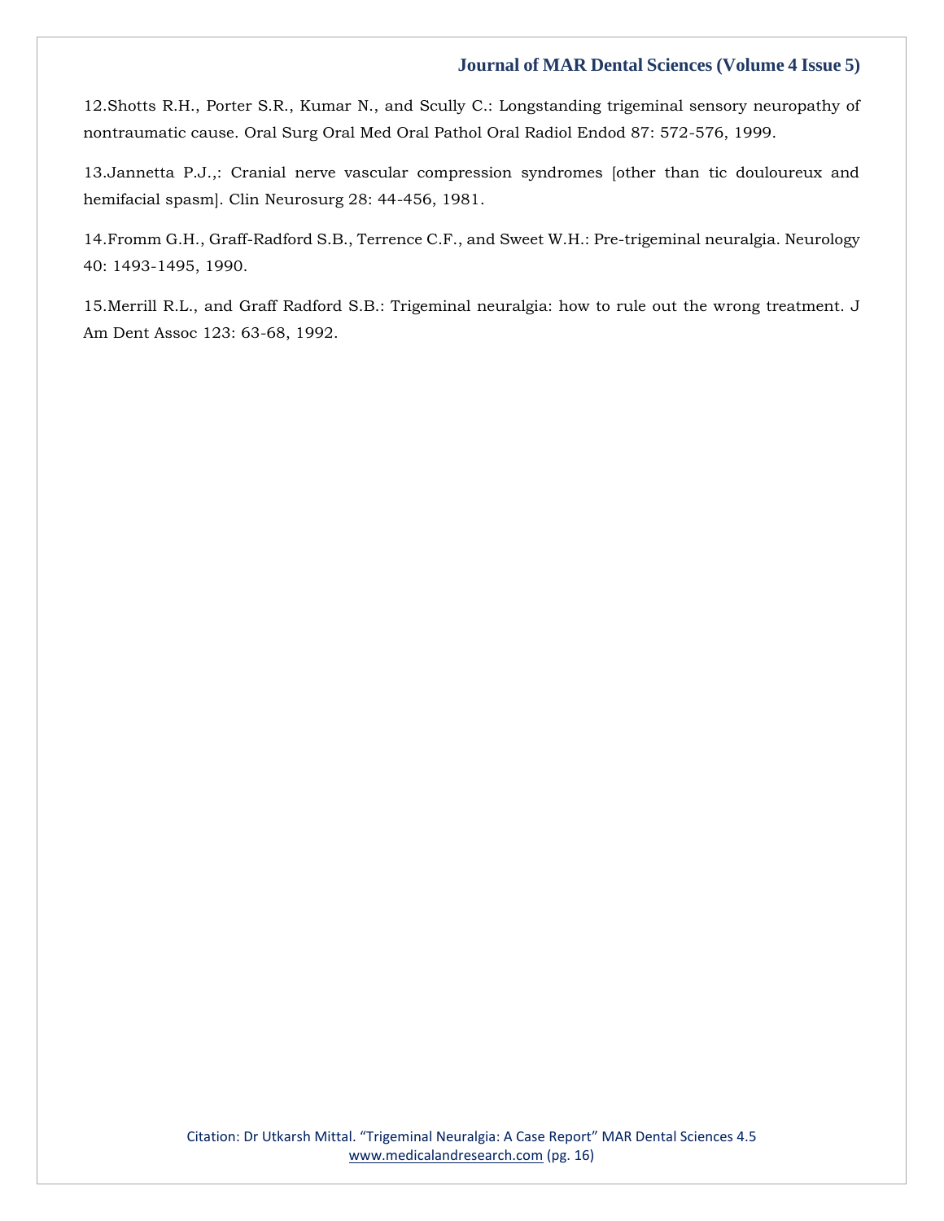12.Shotts R.H., Porter S.R., Kumar N., and Scully C.: Longstanding trigeminal sensory neuropathy of nontraumatic cause. Oral Surg Oral Med Oral Pathol Oral Radiol Endod 87: 572-576, 1999.

13.Jannetta P.J.,: Cranial nerve vascular compression syndromes [other than tic douloureux and hemifacial spasm]. Clin Neurosurg 28: 44-456, 1981.

14.Fromm G.H., Graff-Radford S.B., Terrence C.F., and Sweet W.H.: Pre-trigeminal neuralgia. Neurology 40: 1493-1495, 1990.

15.Merrill R.L., and Graff Radford S.B.: Trigeminal neuralgia: how to rule out the wrong treatment. J Am Dent Assoc 123: 63-68, 1992.